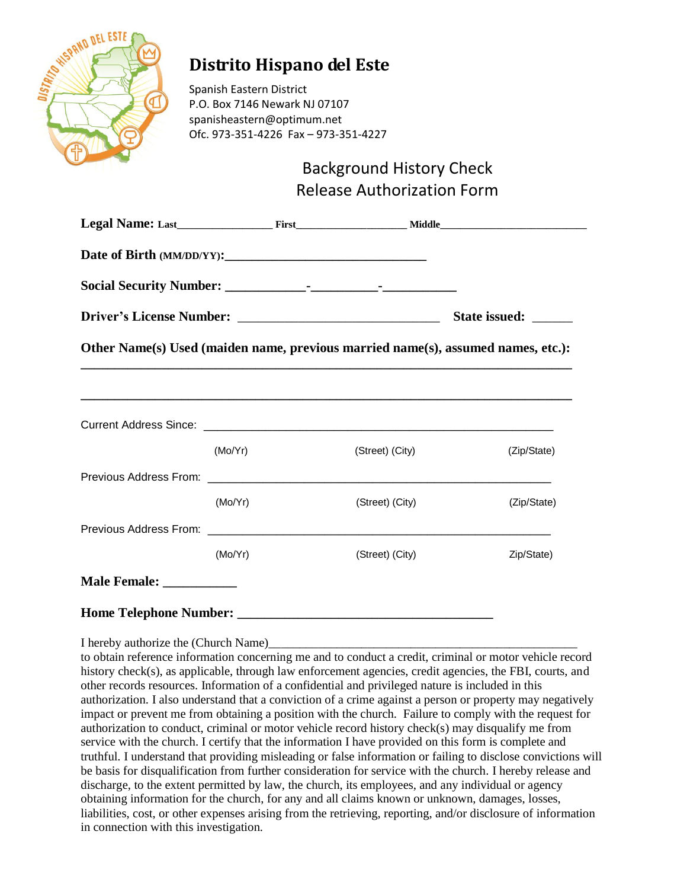# Distrito Hispano del Este

Spanish Eastern District
P.O. Box 7146 Newark NJ 07107
spanisheastern@optimum.net
Ofc. 973-351-4226 Fax – 973-351-4227

## Background History Check
## Release Authorization Form

**Legal Name:** **Last**________________ **First**___________________ **Middle**_________________________

**Date of Birth (MM/DD/YY):**______________________________

**Social Security Number:** ____________-__________-___________

**Driver's License Number:** ______________________________ **State issued:** ______

**Other Name(s) Used (maiden name, previous married name(s), assumed names, etc.):**

___________________________________________________________________________

___________________________________________________________________________

Current Address Since: _____________________________________________________

(Mo/Yr) (Street) (City) (Zip/State)

Previous Address From: _____________________________________________________

(Mo/Yr) (Street) (City) (Zip/State)

Previous Address From: _____________________________________________________

(Mo/Yr) (Street) (City) Zip/State)

**Male Female:** ___________

**Home Telephone Number:** ______________________________________

I hereby authorize the (Church Name)_________________________________________________ to obtain reference information concerning me and to conduct a credit, criminal or motor vehicle record history check(s), as applicable, through law enforcement agencies, credit agencies, the FBI, courts, and other records resources. Information of a confidential and privileged nature is included in this authorization. I also understand that a conviction of a crime against a person or property may negatively impact or prevent me from obtaining a position with the church. Failure to comply with the request for authorization to conduct, criminal or motor vehicle record history check(s) may disqualify me from service with the church. I certify that the information I have provided on this form is complete and truthful. I understand that providing misleading or false information or failing to disclose convictions will be basis for disqualification from further consideration for service with the church. I hereby release and discharge, to the extent permitted by law, the church, its employees, and any individual or agency obtaining information for the church, for any and all claims known or unknown, damages, losses, liabilities, cost, or other expenses arising from the retrieving, reporting, and/or disclosure of information in connection with this investigation.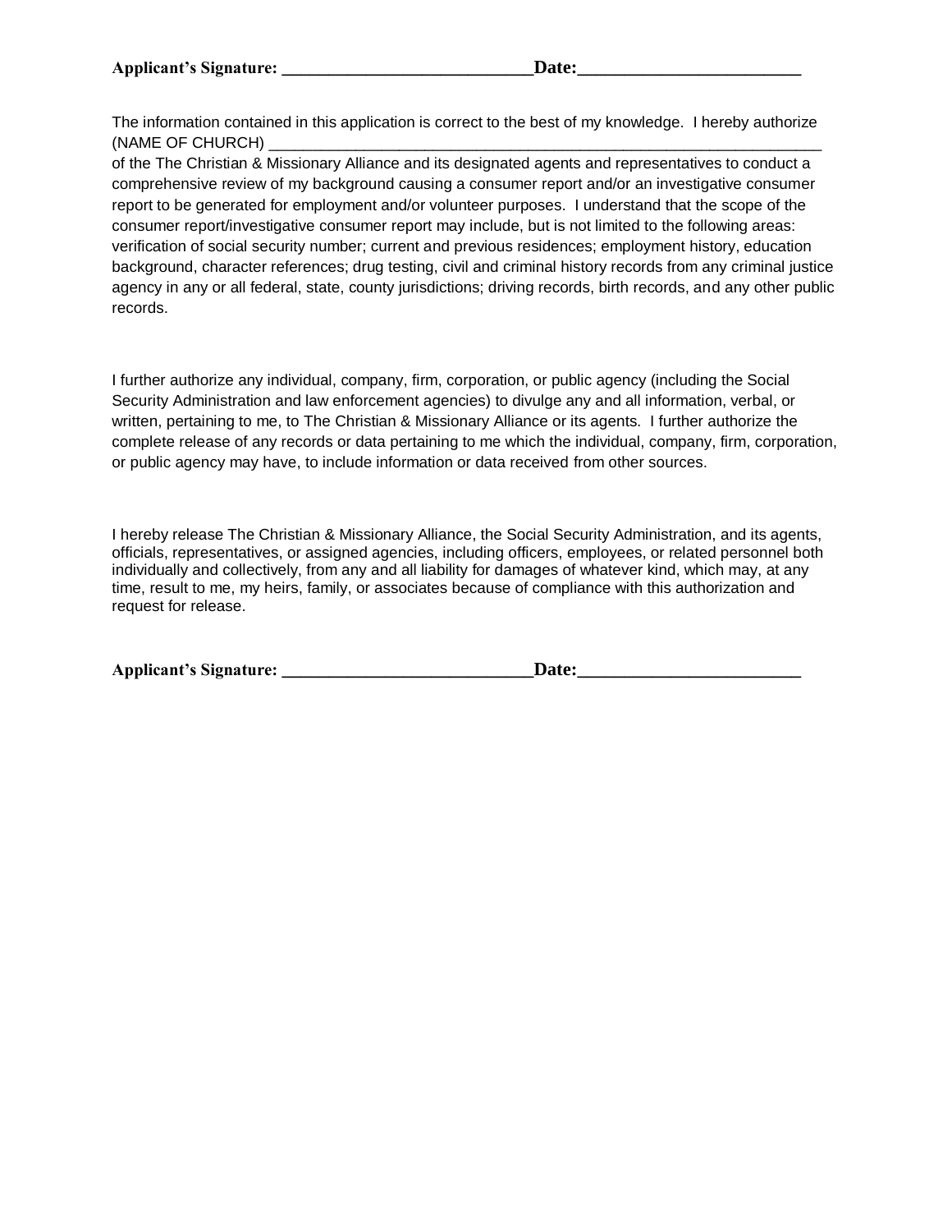**Applicant's Signature: ____________________________Date:_________________________**

The information contained in this application is correct to the best of my knowledge. I hereby authorize (NAME OF CHURCH) ____________________________________________________________________ of the The Christian & Missionary Alliance and its designated agents and representatives to conduct a comprehensive review of my background causing a consumer report and/or an investigative consumer report to be generated for employment and/or volunteer purposes. I understand that the scope of the consumer report/investigative consumer report may include, but is not limited to the following areas: verification of social security number; current and previous residences; employment history, education background, character references; drug testing, civil and criminal history records from any criminal justice agency in any or all federal, state, county jurisdictions; driving records, birth records, and any other public records.

I further authorize any individual, company, firm, corporation, or public agency (including the Social Security Administration and law enforcement agencies) to divulge any and all information, verbal, or written, pertaining to me, to The Christian & Missionary Alliance or its agents. I further authorize the complete release of any records or data pertaining to me which the individual, company, firm, corporation, or public agency may have, to include information or data received from other sources.

I hereby release The Christian & Missionary Alliance, the Social Security Administration, and its agents, officials, representatives, or assigned agencies, including officers, employees, or related personnel both individually and collectively, from any and all liability for damages of whatever kind, which may, at any time, result to me, my heirs, family, or associates because of compliance with this authorization and request for release.

**Applicant's Signature: ____________________________Date:_________________________**